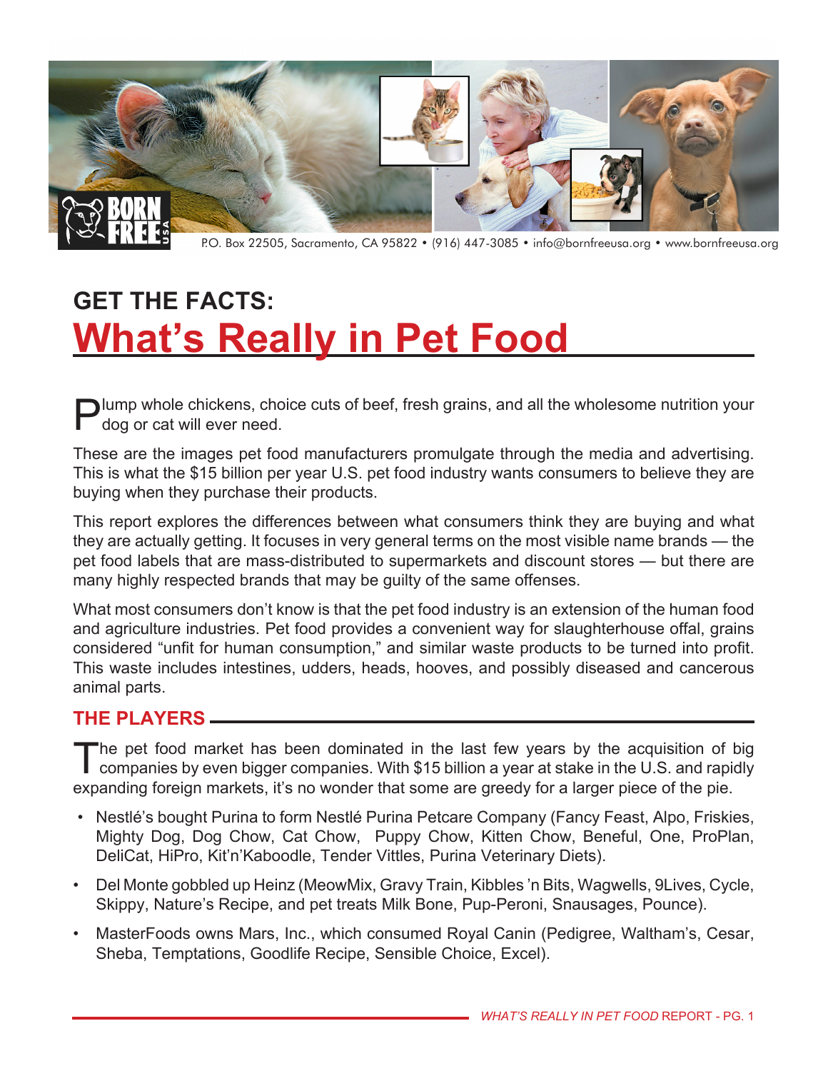P.O. Box 22505, Sacramento, CA 95822 • (916) 447-3085 • info@bornfreeusa.org • www.bornfreeusa.org

## GET THE FACTS:

# What's Really in Pet Food

Plump whole chickens, choice cuts of beef, fresh grains, and all the wholesome nutrition your dog or cat will ever need.

These are the images pet food manufacturers promulgate through the media and advertising. This is what the $15 billion per year U.S. pet food industry wants consumers to believe they are buying when they purchase their products.

This report explores the differences between what consumers think they are buying and what they are actually getting. It focuses in very general terms on the most visible name brands — the pet food labels that are mass-distributed to supermarkets and discount stores — but there are many highly respected brands that may be guilty of the same offenses.

What most consumers don't know is that the pet food industry is an extension of the human food and agriculture industries. Pet food provides a convenient way for slaughterhouse offal, grains considered "unfit for human consumption," and similar waste products to be turned into profit. This waste includes intestines, udders, heads, hooves, and possibly diseased and cancerous animal parts.

## THE PLAYERS

The pet food market has been dominated in the last few years by the acquisition of big companies by even bigger companies. With $15 billion a year at stake in the U.S. and rapidly expanding foreign markets, it's no wonder that some are greedy for a larger piece of the pie.

- Nestlé's bought Purina to form Nestlé Purina Petcare Company (Fancy Feast, Alpo, Friskies, Mighty Dog, Dog Chow, Cat Chow, Puppy Chow, Kitten Chow, Beneful, One, ProPlan, DeliCat, HiPro, Kit'n'Kaboodle, Tender Vittles, Purina Veterinary Diets).
- Del Monte gobbled up Heinz (MeowMix, Gravy Train, Kibbles 'n Bits, Wagwells, 9Lives, Cycle, Skippy, Nature's Recipe, and pet treats Milk Bone, Pup-Peroni, Snausages, Pounce).
- MasterFoods owns Mars, Inc., which consumed Royal Canin (Pedigree, Waltham's, Cesar, Sheba, Temptations, Goodlife Recipe, Sensible Choice, Excel).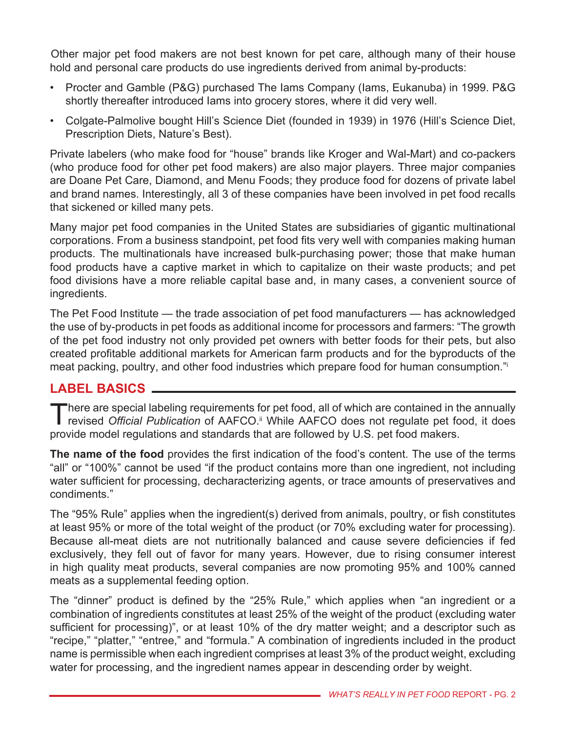Other major pet food makers are not best known for pet care, although many of their house hold and personal care products do use ingredients derived from animal by-products:

- Procter and Gamble (P&G) purchased The Iams Company (Iams, Eukanuba) in 1999. P&G shortly thereafter introduced Iams into grocery stores, where it did very well.
- Colgate-Palmolive bought Hill's Science Diet (founded in 1939) in 1976 (Hill's Science Diet, Prescription Diets, Nature's Best).

Private labelers (who make food for "house" brands like Kroger and Wal-Mart) and co-packers (who produce food for other pet food makers) are also major players. Three major companies are Doane Pet Care, Diamond, and Menu Foods; they produce food for dozens of private label and brand names. Interestingly, all 3 of these companies have been involved in pet food recalls that sickened or killed many pets.

Many major pet food companies in the United States are subsidiaries of gigantic multinational corporations. From a business standpoint, pet food fits very well with companies making human products. The multinationals have increased bulk-purchasing power; those that make human food products have a captive market in which to capitalize on their waste products; and pet food divisions have a more reliable capital base and, in many cases, a convenient source of ingredients.

The Pet Food Institute — the trade association of pet food manufacturers — has acknowledged the use of by-products in pet foods as additional income for processors and farmers: "The growth of the pet food industry not only provided pet owners with better foods for their pets, but also created profitable additional markets for American farm products and for the byproducts of the meat packing, poultry, and other food industries which prepare food for human consumption."[i]

## LABEL BASICS

There are special labeling requirements for pet food, all of which are contained in the annually revised *Official Publication* of AAFCO.[ii] While AAFCO does not regulate pet food, it does provide model regulations and standards that are followed by U.S. pet food makers.

**The name of the food** provides the first indication of the food's content. The use of the terms "all" or "100%" cannot be used "if the product contains more than one ingredient, not including water sufficient for processing, decharacterizing agents, or trace amounts of preservatives and condiments."

The "95% Rule" applies when the ingredient(s) derived from animals, poultry, or fish constitutes at least 95% or more of the total weight of the product (or 70% excluding water for processing). Because all-meat diets are not nutritionally balanced and cause severe deficiencies if fed exclusively, they fell out of favor for many years. However, due to rising consumer interest in high quality meat products, several companies are now promoting 95% and 100% canned meats as a supplemental feeding option.

The "dinner" product is defined by the "25% Rule," which applies when "an ingredient or a combination of ingredients constitutes at least 25% of the weight of the product (excluding water sufficient for processing)", or at least 10% of the dry matter weight; and a descriptor such as "recipe," "platter," "entree," and "formula." A combination of ingredients included in the product name is permissible when each ingredient comprises at least 3% of the product weight, excluding water for processing, and the ingredient names appear in descending order by weight.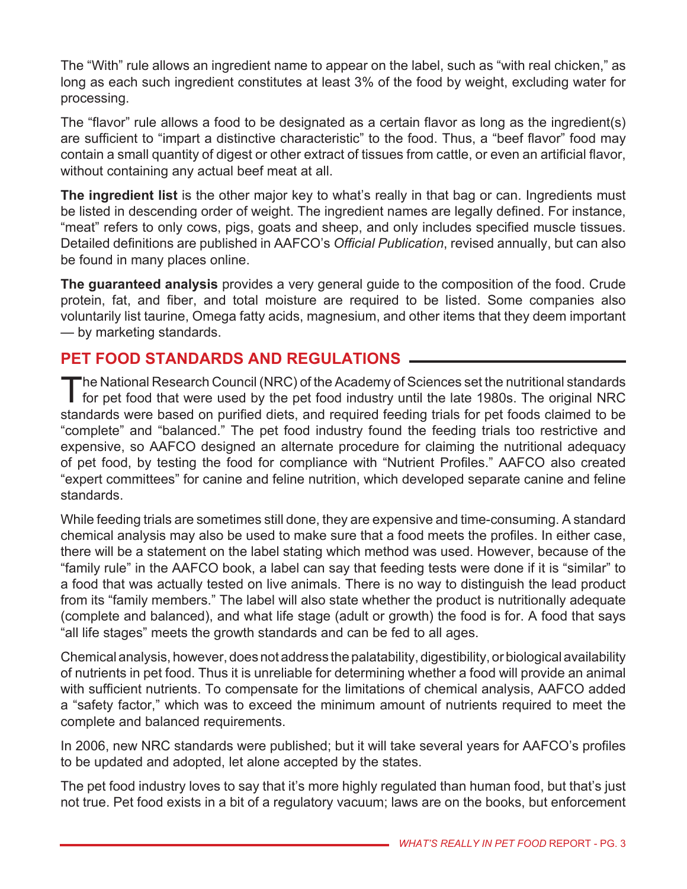The "With" rule allows an ingredient name to appear on the label, such as "with real chicken," as long as each such ingredient constitutes at least 3% of the food by weight, excluding water for processing.

The "flavor" rule allows a food to be designated as a certain flavor as long as the ingredient(s) are sufficient to "impart a distinctive characteristic" to the food. Thus, a "beef flavor" food may contain a small quantity of digest or other extract of tissues from cattle, or even an artificial flavor, without containing any actual beef meat at all.

**The ingredient list** is the other major key to what's really in that bag or can. Ingredients must be listed in descending order of weight. The ingredient names are legally defined. For instance, "meat" refers to only cows, pigs, goats and sheep, and only includes specified muscle tissues. Detailed definitions are published in AAFCO's *Official Publication*, revised annually, but can also be found in many places online.

**The guaranteed analysis** provides a very general guide to the composition of the food. Crude protein, fat, and fiber, and total moisture are required to be listed. Some companies also voluntarily list taurine, Omega fatty acids, magnesium, and other items that they deem important — by marketing standards.

## PET FOOD STANDARDS AND REGULATIONS

The National Research Council (NRC) of the Academy of Sciences set the nutritional standards for pet food that were used by the pet food industry until the late 1980s. The original NRC standards were based on purified diets, and required feeding trials for pet foods claimed to be "complete" and "balanced." The pet food industry found the feeding trials too restrictive and expensive, so AAFCO designed an alternate procedure for claiming the nutritional adequacy of pet food, by testing the food for compliance with "Nutrient Profiles." AAFCO also created "expert committees" for canine and feline nutrition, which developed separate canine and feline standards.

While feeding trials are sometimes still done, they are expensive and time-consuming. A standard chemical analysis may also be used to make sure that a food meets the profiles. In either case, there will be a statement on the label stating which method was used. However, because of the "family rule" in the AAFCO book, a label can say that feeding tests were done if it is "similar" to a food that was actually tested on live animals. There is no way to distinguish the lead product from its "family members." The label will also state whether the product is nutritionally adequate (complete and balanced), and what life stage (adult or growth) the food is for. A food that says "all life stages" meets the growth standards and can be fed to all ages.

Chemical analysis, however, does not address the palatability, digestibility, or biological availability of nutrients in pet food. Thus it is unreliable for determining whether a food will provide an animal with sufficient nutrients. To compensate for the limitations of chemical analysis, AAFCO added a "safety factor," which was to exceed the minimum amount of nutrients required to meet the complete and balanced requirements.

In 2006, new NRC standards were published; but it will take several years for AAFCO's profiles to be updated and adopted, let alone accepted by the states.

The pet food industry loves to say that it's more highly regulated than human food, but that's just not true. Pet food exists in a bit of a regulatory vacuum; laws are on the books, but enforcement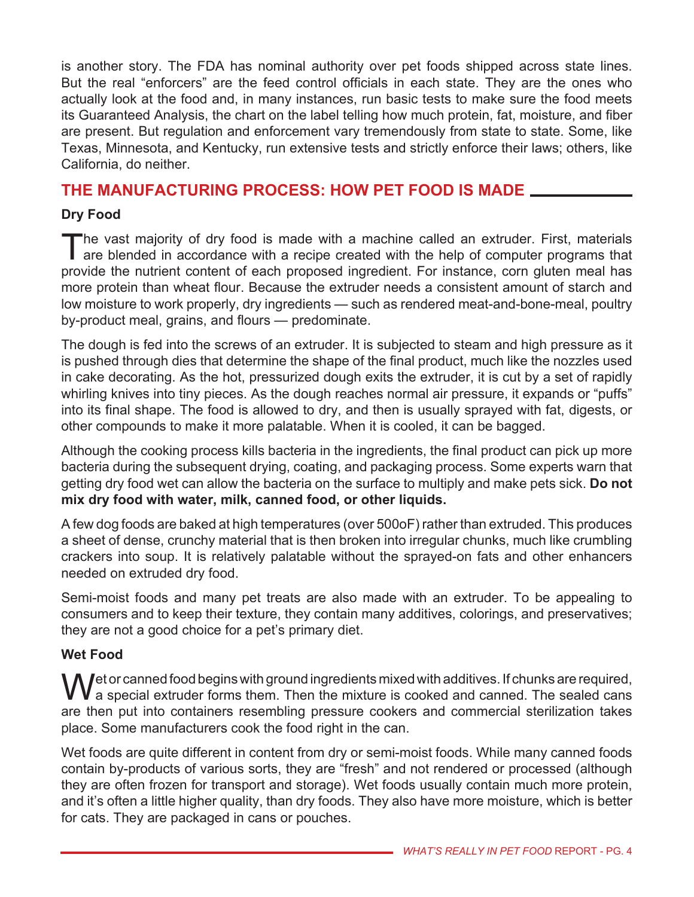is another story. The FDA has nominal authority over pet foods shipped across state lines. But the real "enforcers" are the feed control officials in each state. They are the ones who actually look at the food and, in many instances, run basic tests to make sure the food meets its Guaranteed Analysis, the chart on the label telling how much protein, fat, moisture, and fiber are present. But regulation and enforcement vary tremendously from state to state. Some, like Texas, Minnesota, and Kentucky, run extensive tests and strictly enforce their laws; others, like California, do neither.

## THE MANUFACTURING PROCESS: HOW PET FOOD IS MADE

### Dry Food

The vast majority of dry food is made with a machine called an extruder. First, materials are blended in accordance with a recipe created with the help of computer programs that provide the nutrient content of each proposed ingredient. For instance, corn gluten meal has more protein than wheat flour. Because the extruder needs a consistent amount of starch and low moisture to work properly, dry ingredients — such as rendered meat-and-bone-meal, poultry by-product meal, grains, and flours — predominate.

The dough is fed into the screws of an extruder. It is subjected to steam and high pressure as it is pushed through dies that determine the shape of the final product, much like the nozzles used in cake decorating. As the hot, pressurized dough exits the extruder, it is cut by a set of rapidly whirling knives into tiny pieces. As the dough reaches normal air pressure, it expands or "puffs" into its final shape. The food is allowed to dry, and then is usually sprayed with fat, digests, or other compounds to make it more palatable. When it is cooled, it can be bagged.

Although the cooking process kills bacteria in the ingredients, the final product can pick up more bacteria during the subsequent drying, coating, and packaging process. Some experts warn that getting dry food wet can allow the bacteria on the surface to multiply and make pets sick. **Do not mix dry food with water, milk, canned food, or other liquids.**

A few dog foods are baked at high temperatures (over 500oF) rather than extruded. This produces a sheet of dense, crunchy material that is then broken into irregular chunks, much like crumbling crackers into soup. It is relatively palatable without the sprayed-on fats and other enhancers needed on extruded dry food.

Semi-moist foods and many pet treats are also made with an extruder. To be appealing to consumers and to keep their texture, they contain many additives, colorings, and preservatives; they are not a good choice for a pet's primary diet.

### Wet Food

Wet or canned food begins with ground ingredients mixed with additives. If chunks are required, a special extruder forms them. Then the mixture is cooked and canned. The sealed cans are then put into containers resembling pressure cookers and commercial sterilization takes place. Some manufacturers cook the food right in the can.

Wet foods are quite different in content from dry or semi-moist foods. While many canned foods contain by-products of various sorts, they are "fresh" and not rendered or processed (although they are often frozen for transport and storage). Wet foods usually contain much more protein, and it's often a little higher quality, than dry foods. They also have more moisture, which is better for cats. They are packaged in cans or pouches.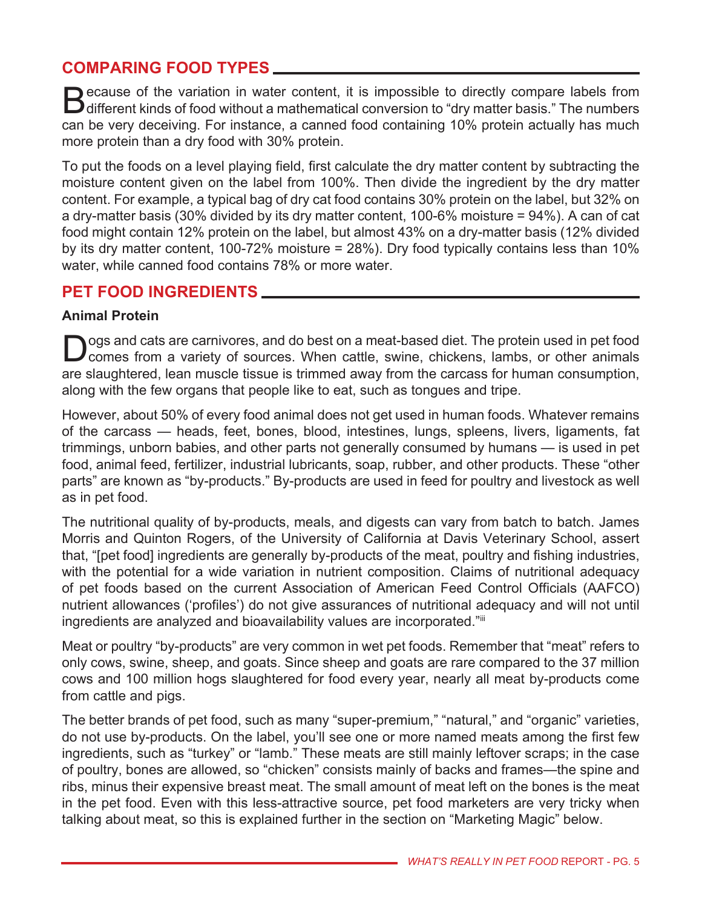## COMPARING FOOD TYPES

Because of the variation in water content, it is impossible to directly compare labels from different kinds of food without a mathematical conversion to "dry matter basis." The numbers can be very deceiving. For instance, a canned food containing 10% protein actually has much more protein than a dry food with 30% protein.

To put the foods on a level playing field, first calculate the dry matter content by subtracting the moisture content given on the label from 100%. Then divide the ingredient by the dry matter content. For example, a typical bag of dry cat food contains 30% protein on the label, but 32% on a dry-matter basis (30% divided by its dry matter content, 100-6% moisture = 94%). A can of cat food might contain 12% protein on the label, but almost 43% on a dry-matter basis (12% divided by its dry matter content, 100-72% moisture = 28%). Dry food typically contains less than 10% water, while canned food contains 78% or more water.

## PET FOOD INGREDIENTS

### Animal Protein

Dogs and cats are carnivores, and do best on a meat-based diet. The protein used in pet food comes from a variety of sources. When cattle, swine, chickens, lambs, or other animals are slaughtered, lean muscle tissue is trimmed away from the carcass for human consumption, along with the few organs that people like to eat, such as tongues and tripe.

However, about 50% of every food animal does not get used in human foods. Whatever remains of the carcass — heads, feet, bones, blood, intestines, lungs, spleens, livers, ligaments, fat trimmings, unborn babies, and other parts not generally consumed by humans — is used in pet food, animal feed, fertilizer, industrial lubricants, soap, rubber, and other products. These "other parts" are known as "by-products." By-products are used in feed for poultry and livestock as well as in pet food.

The nutritional quality of by-products, meals, and digests can vary from batch to batch. James Morris and Quinton Rogers, of the University of California at Davis Veterinary School, assert that, "[pet food] ingredients are generally by-products of the meat, poultry and fishing industries, with the potential for a wide variation in nutrient composition. Claims of nutritional adequacy of pet foods based on the current Association of American Feed Control Officials (AAFCO) nutrient allowances ('profiles') do not give assurances of nutritional adequacy and will not until ingredients are analyzed and bioavailability values are incorporated."[iii]

Meat or poultry "by-products" are very common in wet pet foods. Remember that "meat" refers to only cows, swine, sheep, and goats. Since sheep and goats are rare compared to the 37 million cows and 100 million hogs slaughtered for food every year, nearly all meat by-products come from cattle and pigs.

The better brands of pet food, such as many "super-premium," "natural," and "organic" varieties, do not use by-products. On the label, you'll see one or more named meats among the first few ingredients, such as "turkey" or "lamb." These meats are still mainly leftover scraps; in the case of poultry, bones are allowed, so "chicken" consists mainly of backs and frames—the spine and ribs, minus their expensive breast meat. The small amount of meat left on the bones is the meat in the pet food. Even with this less-attractive source, pet food marketers are very tricky when talking about meat, so this is explained further in the section on "Marketing Magic" below.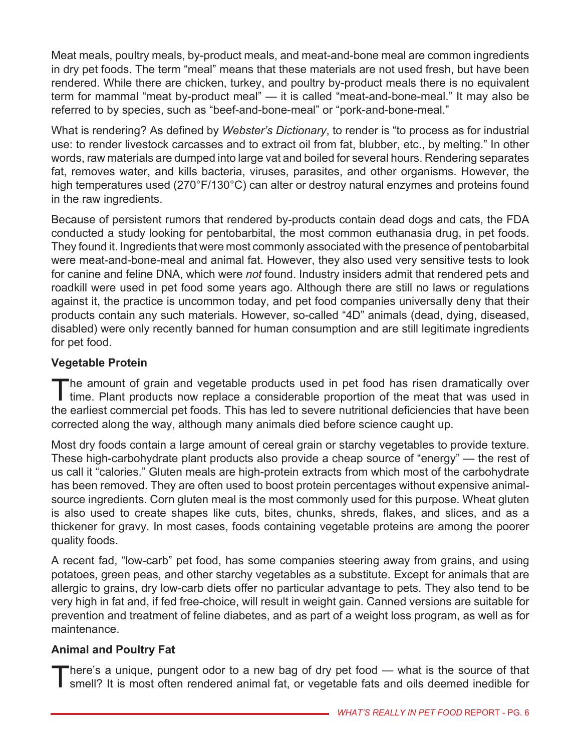Meat meals, poultry meals, by-product meals, and meat-and-bone meal are common ingredients in dry pet foods. The term "meal" means that these materials are not used fresh, but have been rendered. While there are chicken, turkey, and poultry by-product meals there is no equivalent term for mammal "meat by-product meal" — it is called "meat-and-bone-meal." It may also be referred to by species, such as "beef-and-bone-meal" or "pork-and-bone-meal."

What is rendering? As defined by *Webster's Dictionary*, to render is "to process as for industrial use: to render livestock carcasses and to extract oil from fat, blubber, etc., by melting." In other words, raw materials are dumped into large vat and boiled for several hours. Rendering separates fat, removes water, and kills bacteria, viruses, parasites, and other organisms. However, the high temperatures used (270°F/130°C) can alter or destroy natural enzymes and proteins found in the raw ingredients.

Because of persistent rumors that rendered by-products contain dead dogs and cats, the FDA conducted a study looking for pentobarbital, the most common euthanasia drug, in pet foods. They found it. Ingredients that were most commonly associated with the presence of pentobarbital were meat-and-bone-meal and animal fat. However, they also used very sensitive tests to look for canine and feline DNA, which were *not* found. Industry insiders admit that rendered pets and roadkill were used in pet food some years ago. Although there are still no laws or regulations against it, the practice is uncommon today, and pet food companies universally deny that their products contain any such materials. However, so-called "4D" animals (dead, dying, diseased, disabled) were only recently banned for human consumption and are still legitimate ingredients for pet food.

### Vegetable Protein

The amount of grain and vegetable products used in pet food has risen dramatically over time. Plant products now replace a considerable proportion of the meat that was used in the earliest commercial pet foods. This has led to severe nutritional deficiencies that have been corrected along the way, although many animals died before science caught up.

Most dry foods contain a large amount of cereal grain or starchy vegetables to provide texture. These high-carbohydrate plant products also provide a cheap source of "energy" — the rest of us call it "calories." Gluten meals are high-protein extracts from which most of the carbohydrate has been removed. They are often used to boost protein percentages without expensive animal-source ingredients. Corn gluten meal is the most commonly used for this purpose. Wheat gluten is also used to create shapes like cuts, bites, chunks, shreds, flakes, and slices, and as a thickener for gravy. In most cases, foods containing vegetable proteins are among the poorer quality foods.

A recent fad, "low-carb" pet food, has some companies steering away from grains, and using potatoes, green peas, and other starchy vegetables as a substitute. Except for animals that are allergic to grains, dry low-carb diets offer no particular advantage to pets. They also tend to be very high in fat and, if fed free-choice, will result in weight gain. Canned versions are suitable for prevention and treatment of feline diabetes, and as part of a weight loss program, as well as for maintenance.

### Animal and Poultry Fat

There's a unique, pungent odor to a new bag of dry pet food — what is the source of that smell? It is most often rendered animal fat, or vegetable fats and oils deemed inedible for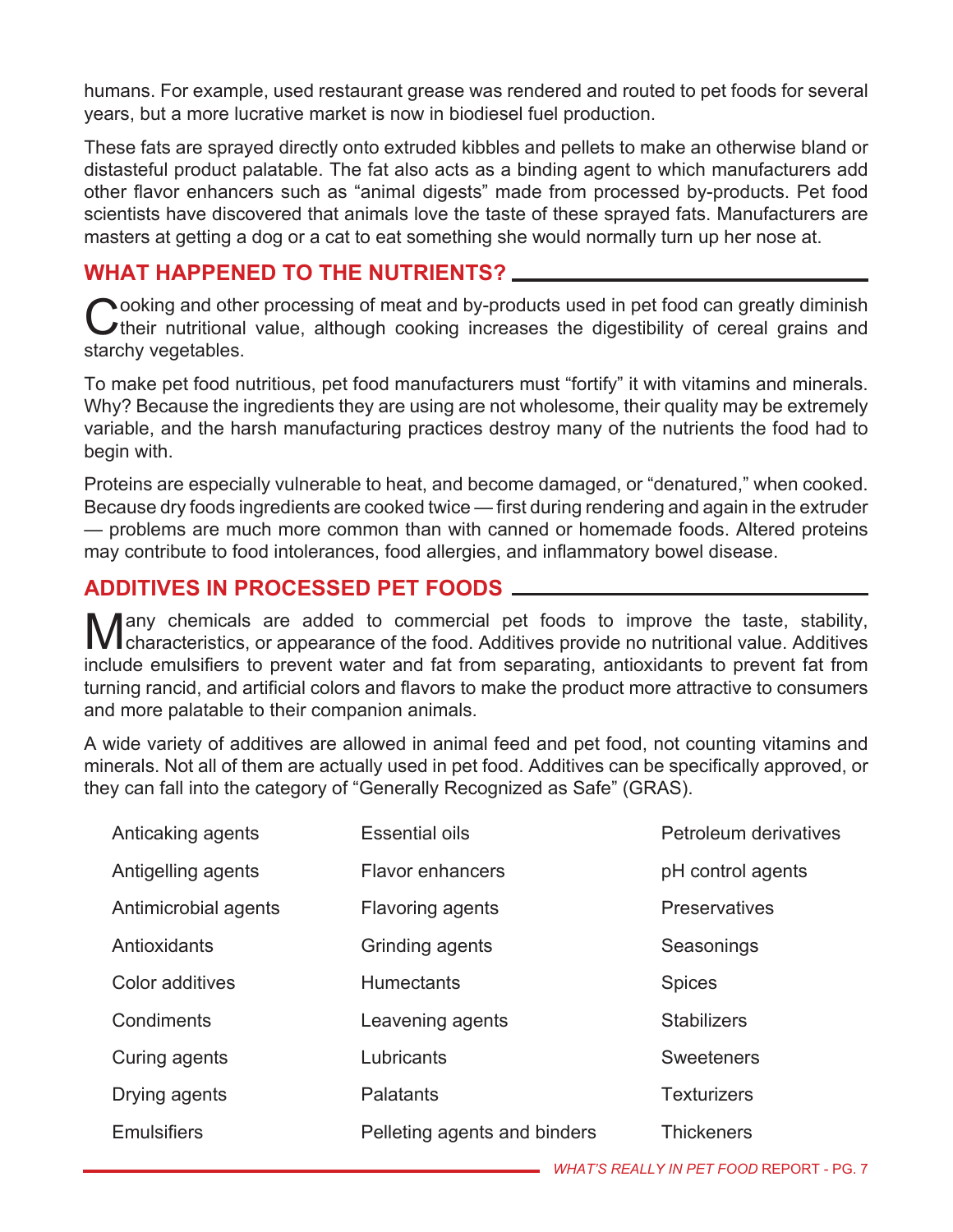humans. For example, used restaurant grease was rendered and routed to pet foods for several years, but a more lucrative market is now in biodiesel fuel production.

These fats are sprayed directly onto extruded kibbles and pellets to make an otherwise bland or distasteful product palatable. The fat also acts as a binding agent to which manufacturers add other flavor enhancers such as "animal digests" made from processed by-products. Pet food scientists have discovered that animals love the taste of these sprayed fats. Manufacturers are masters at getting a dog or a cat to eat something she would normally turn up her nose at.

## WHAT HAPPENED TO THE NUTRIENTS?

Cooking and other processing of meat and by-products used in pet food can greatly diminish their nutritional value, although cooking increases the digestibility of cereal grains and starchy vegetables.

To make pet food nutritious, pet food manufacturers must "fortify" it with vitamins and minerals. Why? Because the ingredients they are using are not wholesome, their quality may be extremely variable, and the harsh manufacturing practices destroy many of the nutrients the food had to begin with.

Proteins are especially vulnerable to heat, and become damaged, or "denatured," when cooked. Because dry foods ingredients are cooked twice — first during rendering and again in the extruder — problems are much more common than with canned or homemade foods. Altered proteins may contribute to food intolerances, food allergies, and inflammatory bowel disease.

## ADDITIVES IN PROCESSED PET FOODS

Many chemicals are added to commercial pet foods to improve the taste, stability, characteristics, or appearance of the food. Additives provide no nutritional value. Additives include emulsifiers to prevent water and fat from separating, antioxidants to prevent fat from turning rancid, and artificial colors and flavors to make the product more attractive to consumers and more palatable to their companion animals.

A wide variety of additives are allowed in animal feed and pet food, not counting vitamins and minerals. Not all of them are actually used in pet food. Additives can be specifically approved, or they can fall into the category of "Generally Recognized as Safe" (GRAS).

| | | |
|---|---|---|
| Anticaking agents | Essential oils | Petroleum derivatives |
| Antigelling agents | Flavor enhancers | pH control agents |
| Antimicrobial agents | Flavoring agents | Preservatives |
| Antioxidants | Grinding agents | Seasonings |
| Color additives | Humectants | Spices |
| Condiments | Leavening agents | Stabilizers |
| Curing agents | Lubricants | Sweeteners |
| Drying agents | Palatants | Texturizers |
| Emulsifiers | Pelleting agents and binders | Thickeners |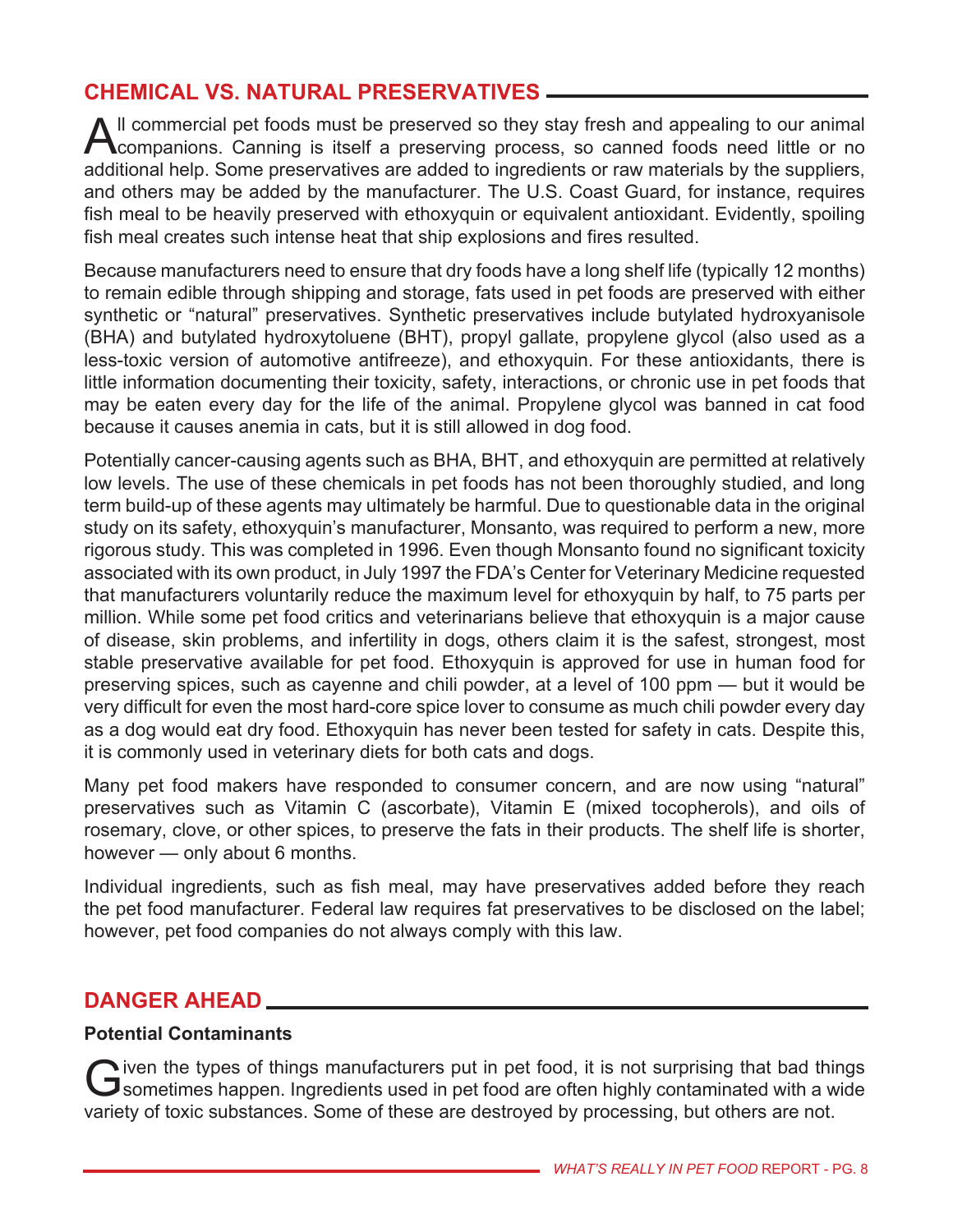## CHEMICAL VS. NATURAL PRESERVATIVES

All commercial pet foods must be preserved so they stay fresh and appealing to our animal companions. Canning is itself a preserving process, so canned foods need little or no additional help. Some preservatives are added to ingredients or raw materials by the suppliers, and others may be added by the manufacturer. The U.S. Coast Guard, for instance, requires fish meal to be heavily preserved with ethoxyquin or equivalent antioxidant. Evidently, spoiling fish meal creates such intense heat that ship explosions and fires resulted.

Because manufacturers need to ensure that dry foods have a long shelf life (typically 12 months) to remain edible through shipping and storage, fats used in pet foods are preserved with either synthetic or "natural" preservatives. Synthetic preservatives include butylated hydroxyanisole (BHA) and butylated hydroxytoluene (BHT), propyl gallate, propylene glycol (also used as a less-toxic version of automotive antifreeze), and ethoxyquin. For these antioxidants, there is little information documenting their toxicity, safety, interactions, or chronic use in pet foods that may be eaten every day for the life of the animal. Propylene glycol was banned in cat food because it causes anemia in cats, but it is still allowed in dog food.

Potentially cancer-causing agents such as BHA, BHT, and ethoxyquin are permitted at relatively low levels. The use of these chemicals in pet foods has not been thoroughly studied, and long term build-up of these agents may ultimately be harmful. Due to questionable data in the original study on its safety, ethoxyquin's manufacturer, Monsanto, was required to perform a new, more rigorous study. This was completed in 1996. Even though Monsanto found no significant toxicity associated with its own product, in July 1997 the FDA's Center for Veterinary Medicine requested that manufacturers voluntarily reduce the maximum level for ethoxyquin by half, to 75 parts per million. While some pet food critics and veterinarians believe that ethoxyquin is a major cause of disease, skin problems, and infertility in dogs, others claim it is the safest, strongest, most stable preservative available for pet food. Ethoxyquin is approved for use in human food for preserving spices, such as cayenne and chili powder, at a level of 100 ppm — but it would be very difficult for even the most hard-core spice lover to consume as much chili powder every day as a dog would eat dry food. Ethoxyquin has never been tested for safety in cats. Despite this, it is commonly used in veterinary diets for both cats and dogs.

Many pet food makers have responded to consumer concern, and are now using "natural" preservatives such as Vitamin C (ascorbate), Vitamin E (mixed tocopherols), and oils of rosemary, clove, or other spices, to preserve the fats in their products. The shelf life is shorter, however — only about 6 months.

Individual ingredients, such as fish meal, may have preservatives added before they reach the pet food manufacturer. Federal law requires fat preservatives to be disclosed on the label; however, pet food companies do not always comply with this law.

## DANGER AHEAD

### Potential Contaminants

Given the types of things manufacturers put in pet food, it is not surprising that bad things sometimes happen. Ingredients used in pet food are often highly contaminated with a wide variety of toxic substances. Some of these are destroyed by processing, but others are not.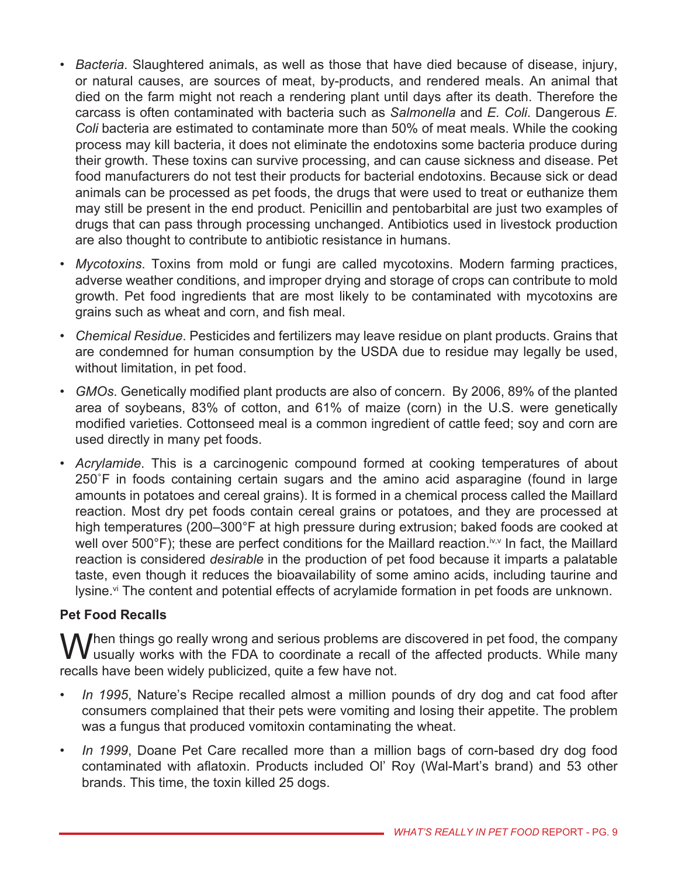- *Bacteria*. Slaughtered animals, as well as those that have died because of disease, injury, or natural causes, are sources of meat, by-products, and rendered meals. An animal that died on the farm might not reach a rendering plant until days after its death. Therefore the carcass is often contaminated with bacteria such as *Salmonella* and *E. Coli*. Dangerous *E. Coli* bacteria are estimated to contaminate more than 50% of meat meals. While the cooking process may kill bacteria, it does not eliminate the endotoxins some bacteria produce during their growth. These toxins can survive processing, and can cause sickness and disease. Pet food manufacturers do not test their products for bacterial endotoxins. Because sick or dead animals can be processed as pet foods, the drugs that were used to treat or euthanize them may still be present in the end product. Penicillin and pentobarbital are just two examples of drugs that can pass through processing unchanged. Antibiotics used in livestock production are also thought to contribute to antibiotic resistance in humans.
- *Mycotoxins*. Toxins from mold or fungi are called mycotoxins. Modern farming practices, adverse weather conditions, and improper drying and storage of crops can contribute to mold growth. Pet food ingredients that are most likely to be contaminated with mycotoxins are grains such as wheat and corn, and fish meal.
- *Chemical Residue*. Pesticides and fertilizers may leave residue on plant products. Grains that are condemned for human consumption by the USDA due to residue may legally be used, without limitation, in pet food.
- *GMOs*. Genetically modified plant products are also of concern. By 2006, 89% of the planted area of soybeans, 83% of cotton, and 61% of maize (corn) in the U.S. were genetically modified varieties. Cottonseed meal is a common ingredient of cattle feed; soy and corn are used directly in many pet foods.
- *Acrylamide*. This is a carcinogenic compound formed at cooking temperatures of about 250˚F in foods containing certain sugars and the amino acid asparagine (found in large amounts in potatoes and cereal grains). It is formed in a chemical process called the Maillard reaction. Most dry pet foods contain cereal grains or potatoes, and they are processed at high temperatures (200–300°F at high pressure during extrusion; baked foods are cooked at well over 500°F); these are perfect conditions for the Maillard reaction.[iv,v] In fact, the Maillard reaction is considered *desirable* in the production of pet food because it imparts a palatable taste, even though it reduces the bioavailability of some amino acids, including taurine and lysine.[vi] The content and potential effects of acrylamide formation in pet foods are unknown.

**Pet Food Recalls**

When things go really wrong and serious problems are discovered in pet food, the company usually works with the FDA to coordinate a recall of the affected products. While many recalls have been widely publicized, quite a few have not.

- *In 1995*, Nature's Recipe recalled almost a million pounds of dry dog and cat food after consumers complained that their pets were vomiting and losing their appetite. The problem was a fungus that produced vomitoxin contaminating the wheat.
- *In 1999*, Doane Pet Care recalled more than a million bags of corn-based dry dog food contaminated with aflatoxin. Products included Ol' Roy (Wal-Mart's brand) and 53 other brands. This time, the toxin killed 25 dogs.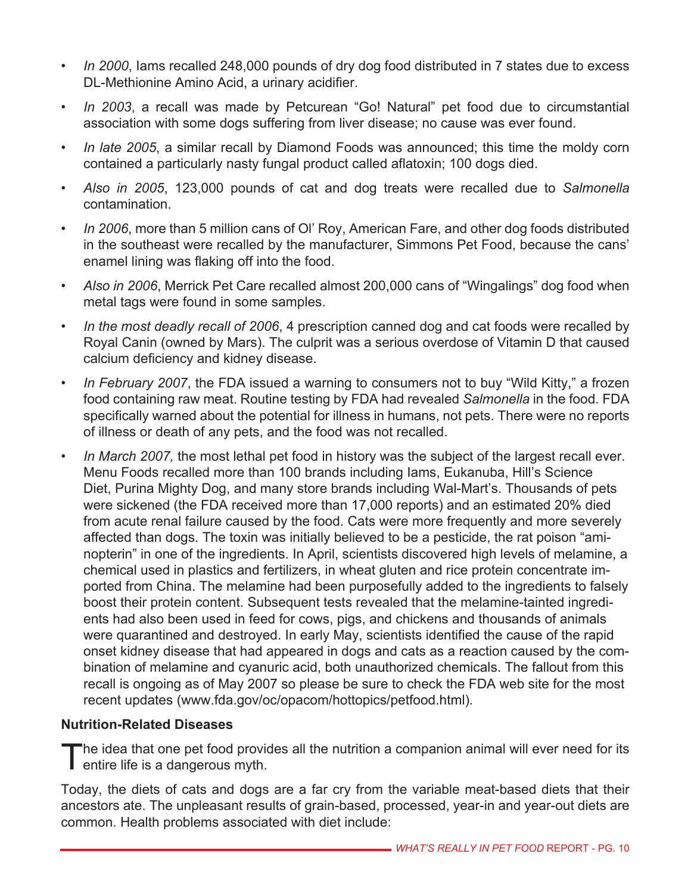- *In 2000*, Iams recalled 248,000 pounds of dry dog food distributed in 7 states due to excess DL-Methionine Amino Acid, a urinary acidifier.
- *In 2003*, a recall was made by Petcurean "Go! Natural" pet food due to circumstantial association with some dogs suffering from liver disease; no cause was ever found.
- *In late 2005*, a similar recall by Diamond Foods was announced; this time the moldy corn contained a particularly nasty fungal product called aflatoxin; 100 dogs died.
- *Also in 2005*, 123,000 pounds of cat and dog treats were recalled due to *Salmonella* contamination.
- *In 2006*, more than 5 million cans of Ol' Roy, American Fare, and other dog foods distributed in the southeast were recalled by the manufacturer, Simmons Pet Food, because the cans' enamel lining was flaking off into the food.
- *Also in 2006*, Merrick Pet Care recalled almost 200,000 cans of "Wingalings" dog food when metal tags were found in some samples.
- *In the most deadly recall of 2006*, 4 prescription canned dog and cat foods were recalled by Royal Canin (owned by Mars). The culprit was a serious overdose of Vitamin D that caused calcium deficiency and kidney disease.
- *In February 2007*, the FDA issued a warning to consumers not to buy "Wild Kitty," a frozen food containing raw meat. Routine testing by FDA had revealed *Salmonella* in the food. FDA specifically warned about the potential for illness in humans, not pets. There were no reports of illness or death of any pets, and the food was not recalled.
- *In March 2007,* the most lethal pet food in history was the subject of the largest recall ever. Menu Foods recalled more than 100 brands including Iams, Eukanuba, Hill's Science Diet, Purina Mighty Dog, and many store brands including Wal-Mart's. Thousands of pets were sickened (the FDA received more than 17,000 reports) and an estimated 20% died from acute renal failure caused by the food. Cats were more frequently and more severely affected than dogs. The toxin was initially believed to be a pesticide, the rat poison "aminopterin" in one of the ingredients. In April, scientists discovered high levels of melamine, a chemical used in plastics and fertilizers, in wheat gluten and rice protein concentrate imported from China. The melamine had been purposefully added to the ingredients to falsely boost their protein content. Subsequent tests revealed that the melamine-tainted ingredients had also been used in feed for cows, pigs, and chickens and thousands of animals were quarantined and destroyed. In early May, scientists identified the cause of the rapid onset kidney disease that had appeared in dogs and cats as a reaction caused by the combination of melamine and cyanuric acid, both unauthorized chemicals. The fallout from this recall is ongoing as of May 2007 so please be sure to check the FDA web site for the most recent updates (www.fda.gov/oc/opacom/hottopics/petfood.html).

**Nutrition-Related Diseases**

The idea that one pet food provides all the nutrition a companion animal will ever need for its entire life is a dangerous myth.

Today, the diets of cats and dogs are a far cry from the variable meat-based diets that their ancestors ate. The unpleasant results of grain-based, processed, year-in and year-out diets are common. Health problems associated with diet include: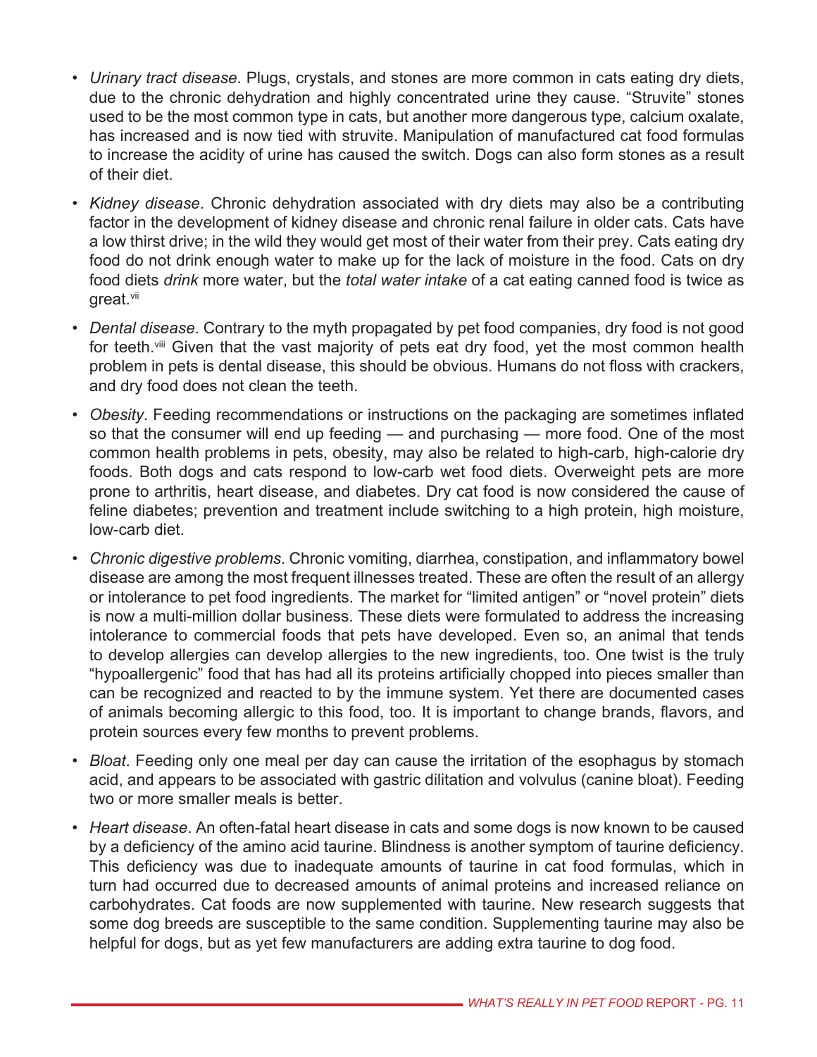- *Urinary tract disease*. Plugs, crystals, and stones are more common in cats eating dry diets, due to the chronic dehydration and highly concentrated urine they cause. "Struvite" stones used to be the most common type in cats, but another more dangerous type, calcium oxalate, has increased and is now tied with struvite. Manipulation of manufactured cat food formulas to increase the acidity of urine has caused the switch. Dogs can also form stones as a result of their diet.

- *Kidney disease*. Chronic dehydration associated with dry diets may also be a contributing factor in the development of kidney disease and chronic renal failure in older cats. Cats have a low thirst drive; in the wild they would get most of their water from their prey. Cats eating dry food do not drink enough water to make up for the lack of moisture in the food. Cats on dry food diets *drink* more water, but the *total water intake* of a cat eating canned food is twice as great.[vii]

- *Dental disease*. Contrary to the myth propagated by pet food companies, dry food is not good for teeth.[viii] Given that the vast majority of pets eat dry food, yet the most common health problem in pets is dental disease, this should be obvious. Humans do not floss with crackers, and dry food does not clean the teeth.

- *Obesity*. Feeding recommendations or instructions on the packaging are sometimes inflated so that the consumer will end up feeding — and purchasing — more food. One of the most common health problems in pets, obesity, may also be related to high-carb, high-calorie dry foods. Both dogs and cats respond to low-carb wet food diets. Overweight pets are more prone to arthritis, heart disease, and diabetes. Dry cat food is now considered the cause of feline diabetes; prevention and treatment include switching to a high protein, high moisture, low-carb diet.

- *Chronic digestive problems*. Chronic vomiting, diarrhea, constipation, and inflammatory bowel disease are among the most frequent illnesses treated. These are often the result of an allergy or intolerance to pet food ingredients. The market for "limited antigen" or "novel protein" diets is now a multi-million dollar business. These diets were formulated to address the increasing intolerance to commercial foods that pets have developed. Even so, an animal that tends to develop allergies can develop allergies to the new ingredients, too. One twist is the truly "hypoallergenic" food that has had all its proteins artificially chopped into pieces smaller than can be recognized and reacted to by the immune system. Yet there are documented cases of animals becoming allergic to this food, too. It is important to change brands, flavors, and protein sources every few months to prevent problems.

- *Bloat*. Feeding only one meal per day can cause the irritation of the esophagus by stomach acid, and appears to be associated with gastric dilitation and volvulus (canine bloat). Feeding two or more smaller meals is better.

- *Heart disease*. An often-fatal heart disease in cats and some dogs is now known to be caused by a deficiency of the amino acid taurine. Blindness is another symptom of taurine deficiency. This deficiency was due to inadequate amounts of taurine in cat food formulas, which in turn had occurred due to decreased amounts of animal proteins and increased reliance on carbohydrates. Cat foods are now supplemented with taurine. New research suggests that some dog breeds are susceptible to the same condition. Supplementing taurine may also be helpful for dogs, but as yet few manufacturers are adding extra taurine to dog food.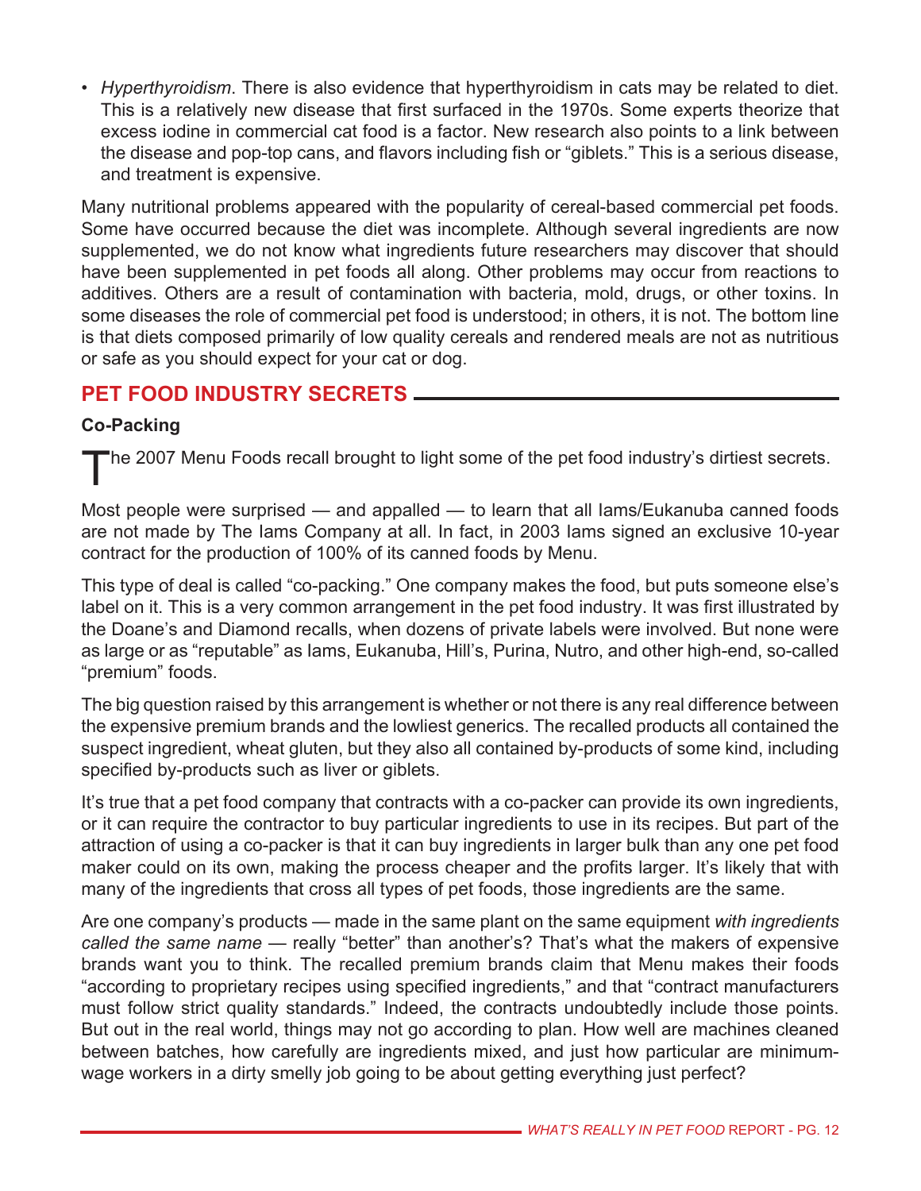- *Hyperthyroidism*. There is also evidence that hyperthyroidism in cats may be related to diet. This is a relatively new disease that first surfaced in the 1970s. Some experts theorize that excess iodine in commercial cat food is a factor. New research also points to a link between the disease and pop-top cans, and flavors including fish or "giblets." This is a serious disease, and treatment is expensive.

Many nutritional problems appeared with the popularity of cereal-based commercial pet foods. Some have occurred because the diet was incomplete. Although several ingredients are now supplemented, we do not know what ingredients future researchers may discover that should have been supplemented in pet foods all along. Other problems may occur from reactions to additives. Others are a result of contamination with bacteria, mold, drugs, or other toxins. In some diseases the role of commercial pet food is understood; in others, it is not. The bottom line is that diets composed primarily of low quality cereals and rendered meals are not as nutritious or safe as you should expect for your cat or dog.

## PET FOOD INDUSTRY SECRETS

### Co-Packing

The 2007 Menu Foods recall brought to light some of the pet food industry's dirtiest secrets.

Most people were surprised — and appalled — to learn that all Iams/Eukanuba canned foods are not made by The Iams Company at all. In fact, in 2003 Iams signed an exclusive 10-year contract for the production of 100% of its canned foods by Menu.

This type of deal is called "co-packing." One company makes the food, but puts someone else's label on it. This is a very common arrangement in the pet food industry. It was first illustrated by the Doane's and Diamond recalls, when dozens of private labels were involved. But none were as large or as "reputable" as Iams, Eukanuba, Hill's, Purina, Nutro, and other high-end, so-called "premium" foods.

The big question raised by this arrangement is whether or not there is any real difference between the expensive premium brands and the lowliest generics. The recalled products all contained the suspect ingredient, wheat gluten, but they also all contained by-products of some kind, including specified by-products such as liver or giblets.

It's true that a pet food company that contracts with a co-packer can provide its own ingredients, or it can require the contractor to buy particular ingredients to use in its recipes. But part of the attraction of using a co-packer is that it can buy ingredients in larger bulk than any one pet food maker could on its own, making the process cheaper and the profits larger. It's likely that with many of the ingredients that cross all types of pet foods, those ingredients are the same.

Are one company's products — made in the same plant on the same equipment *with ingredients called the same name* — really "better" than another's? That's what the makers of expensive brands want you to think. The recalled premium brands claim that Menu makes their foods "according to proprietary recipes using specified ingredients," and that "contract manufacturers must follow strict quality standards." Indeed, the contracts undoubtedly include those points. But out in the real world, things may not go according to plan. How well are machines cleaned between batches, how carefully are ingredients mixed, and just how particular are minimum-wage workers in a dirty smelly job going to be about getting everything just perfect?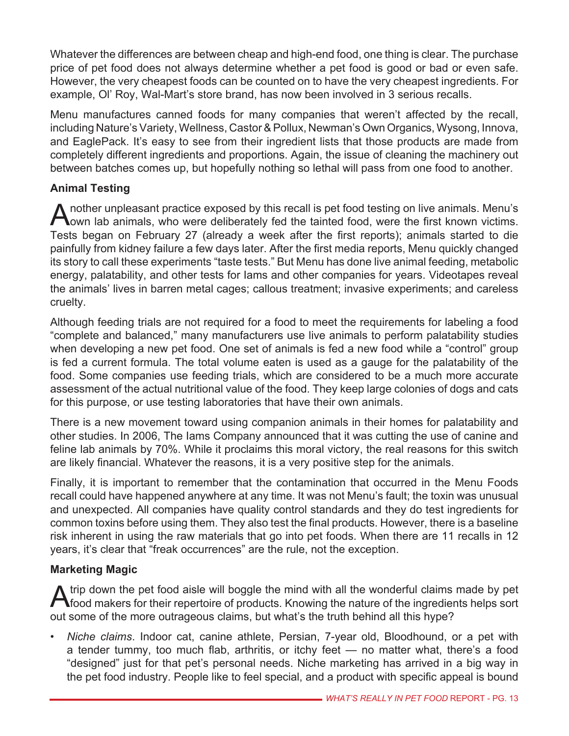Whatever the differences are between cheap and high-end food, one thing is clear. The purchase price of pet food does not always determine whether a pet food is good or bad or even safe. However, the very cheapest foods can be counted on to have the very cheapest ingredients. For example, Ol' Roy, Wal-Mart's store brand, has now been involved in 3 serious recalls.

Menu manufactures canned foods for many companies that weren't affected by the recall, including Nature's Variety, Wellness, Castor & Pollux, Newman's Own Organics, Wysong, Innova, and EaglePack. It's easy to see from their ingredient lists that those products are made from completely different ingredients and proportions. Again, the issue of cleaning the machinery out between batches comes up, but hopefully nothing so lethal will pass from one food to another.

### Animal Testing

Another unpleasant practice exposed by this recall is pet food testing on live animals. Menu's own lab animals, who were deliberately fed the tainted food, were the first known victims. Tests began on February 27 (already a week after the first reports); animals started to die painfully from kidney failure a few days later. After the first media reports, Menu quickly changed its story to call these experiments "taste tests." But Menu has done live animal feeding, metabolic energy, palatability, and other tests for Iams and other companies for years. Videotapes reveal the animals' lives in barren metal cages; callous treatment; invasive experiments; and careless cruelty.

Although feeding trials are not required for a food to meet the requirements for labeling a food "complete and balanced," many manufacturers use live animals to perform palatability studies when developing a new pet food. One set of animals is fed a new food while a "control" group is fed a current formula. The total volume eaten is used as a gauge for the palatability of the food. Some companies use feeding trials, which are considered to be a much more accurate assessment of the actual nutritional value of the food. They keep large colonies of dogs and cats for this purpose, or use testing laboratories that have their own animals.

There is a new movement toward using companion animals in their homes for palatability and other studies. In 2006, The Iams Company announced that it was cutting the use of canine and feline lab animals by 70%. While it proclaims this moral victory, the real reasons for this switch are likely financial. Whatever the reasons, it is a very positive step for the animals.

Finally, it is important to remember that the contamination that occurred in the Menu Foods recall could have happened anywhere at any time. It was not Menu's fault; the toxin was unusual and unexpected. All companies have quality control standards and they do test ingredients for common toxins before using them. They also test the final products. However, there is a baseline risk inherent in using the raw materials that go into pet foods. When there are 11 recalls in 12 years, it's clear that "freak occurrences" are the rule, not the exception.

### Marketing Magic

A trip down the pet food aisle will boggle the mind with all the wonderful claims made by pet food makers for their repertoire of products. Knowing the nature of the ingredients helps sort out some of the more outrageous claims, but what's the truth behind all this hype?

- *Niche claims*. Indoor cat, canine athlete, Persian, 7-year old, Bloodhound, or a pet with a tender tummy, too much flab, arthritis, or itchy feet — no matter what, there's a food "designed" just for that pet's personal needs. Niche marketing has arrived in a big way in the pet food industry. People like to feel special, and a product with specific appeal is bound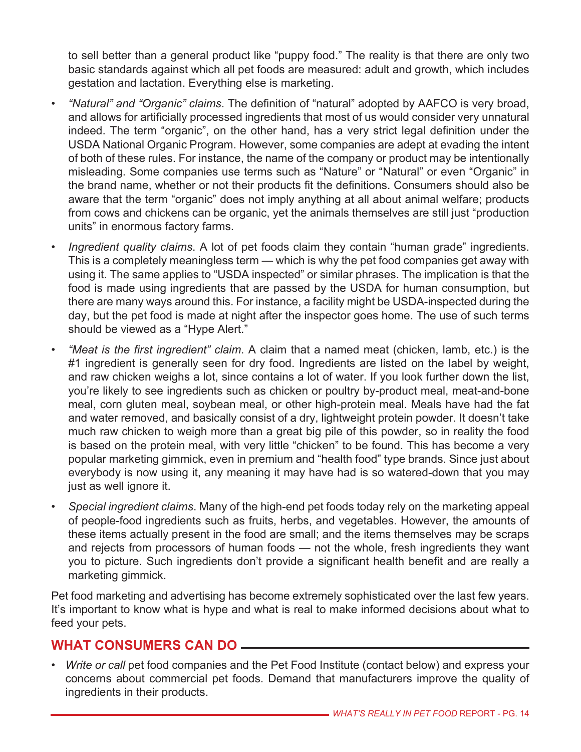to sell better than a general product like “puppy food.” The reality is that there are only two basic standards against which all pet foods are measured: adult and growth, which includes gestation and lactation. Everything else is marketing.

- *“Natural” and “Organic” claims*. The definition of “natural” adopted by AAFCO is very broad, and allows for artificially processed ingredients that most of us would consider very unnatural indeed. The term “organic”, on the other hand, has a very strict legal definition under the USDA National Organic Program. However, some companies are adept at evading the intent of both of these rules. For instance, the name of the company or product may be intentionally misleading. Some companies use terms such as “Nature” or “Natural” or even “Organic” in the brand name, whether or not their products fit the definitions. Consumers should also be aware that the term “organic” does not imply anything at all about animal welfare; products from cows and chickens can be organic, yet the animals themselves are still just “production units” in enormous factory farms.
- *Ingredient quality claims*. A lot of pet foods claim they contain “human grade” ingredients. This is a completely meaningless term — which is why the pet food companies get away with using it. The same applies to “USDA inspected” or similar phrases. The implication is that the food is made using ingredients that are passed by the USDA for human consumption, but there are many ways around this. For instance, a facility might be USDA-inspected during the day, but the pet food is made at night after the inspector goes home. The use of such terms should be viewed as a “Hype Alert.”
- *“Meat is the first ingredient” claim*. A claim that a named meat (chicken, lamb, etc.) is the #1 ingredient is generally seen for dry food. Ingredients are listed on the label by weight, and raw chicken weighs a lot, since contains a lot of water. If you look further down the list, you’re likely to see ingredients such as chicken or poultry by-product meal, meat-and-bone meal, corn gluten meal, soybean meal, or other high-protein meal. Meals have had the fat and water removed, and basically consist of a dry, lightweight protein powder. It doesn’t take much raw chicken to weigh more than a great big pile of this powder, so in reality the food is based on the protein meal, with very little “chicken” to be found. This has become a very popular marketing gimmick, even in premium and “health food” type brands. Since just about everybody is now using it, any meaning it may have had is so watered-down that you may just as well ignore it.
- *Special ingredient claims*. Many of the high-end pet foods today rely on the marketing appeal of people-food ingredients such as fruits, herbs, and vegetables. However, the amounts of these items actually present in the food are small; and the items themselves may be scraps and rejects from processors of human foods — not the whole, fresh ingredients they want you to picture. Such ingredients don’t provide a significant health benefit and are really a marketing gimmick.

Pet food marketing and advertising has become extremely sophisticated over the last few years. It’s important to know what is hype and what is real to make informed decisions about what to feed your pets.

## WHAT CONSUMERS CAN DO

- *Write or call* pet food companies and the Pet Food Institute (contact below) and express your concerns about commercial pet foods. Demand that manufacturers improve the quality of ingredients in their products.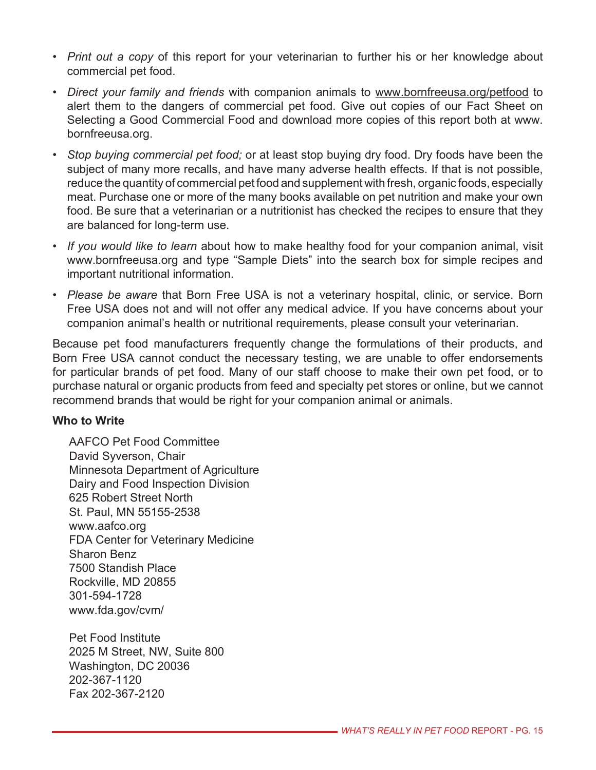- *Print out a copy* of this report for your veterinarian to further his or her knowledge about commercial pet food.
- *Direct your family and friends* with companion animals to www.bornfreeusa.org/petfood to alert them to the dangers of commercial pet food. Give out copies of our Fact Sheet on Selecting a Good Commercial Food and download more copies of this report both at www.bornfreeusa.org.
- *Stop buying commercial pet food;* or at least stop buying dry food. Dry foods have been the subject of many more recalls, and have many adverse health effects. If that is not possible, reduce the quantity of commercial pet food and supplement with fresh, organic foods, especially meat. Purchase one or more of the many books available on pet nutrition and make your own food. Be sure that a veterinarian or a nutritionist has checked the recipes to ensure that they are balanced for long-term use.
- *If you would like to learn* about how to make healthy food for your companion animal, visit www.bornfreeusa.org and type "Sample Diets" into the search box for simple recipes and important nutritional information.
- *Please be aware* that Born Free USA is not a veterinary hospital, clinic, or service. Born Free USA does not and will not offer any medical advice. If you have concerns about your companion animal's health or nutritional requirements, please consult your veterinarian.

Because pet food manufacturers frequently change the formulations of their products, and Born Free USA cannot conduct the necessary testing, we are unable to offer endorsements for particular brands of pet food. Many of our staff choose to make their own pet food, or to purchase natural or organic products from feed and specialty pet stores or online, but we cannot recommend brands that would be right for your companion animal or animals.

**Who to Write**

AAFCO Pet Food Committee
David Syverson, Chair
Minnesota Department of Agriculture
Dairy and Food Inspection Division
625 Robert Street North
St. Paul, MN 55155-2538
www.aafco.org
FDA Center for Veterinary Medicine
Sharon Benz
7500 Standish Place
Rockville, MD 20855
301-594-1728
www.fda.gov/cvm/

Pet Food Institute
2025 M Street, NW, Suite 800
Washington, DC 20036
202-367-1120
Fax 202-367-2120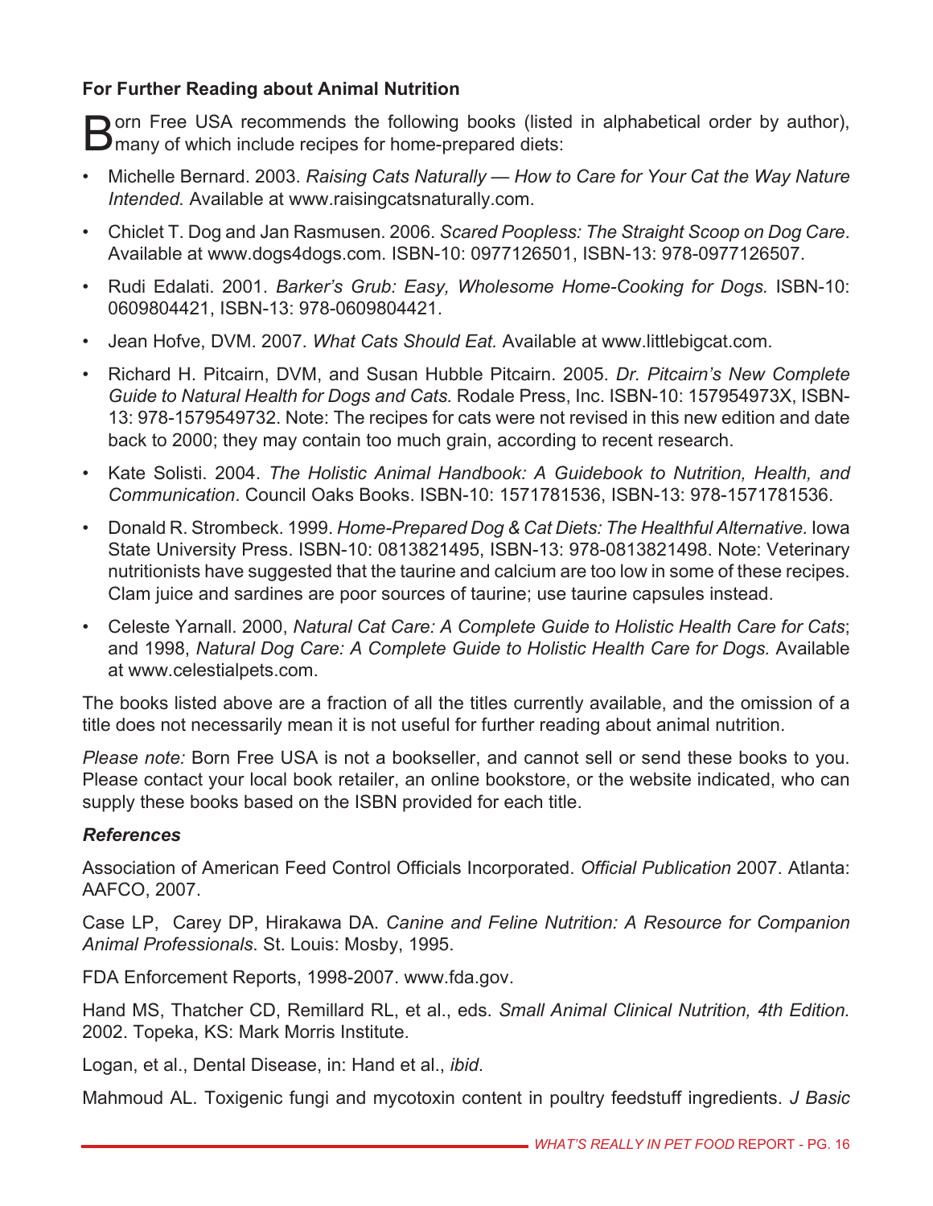### For Further Reading about Animal Nutrition

Born Free USA recommends the following books (listed in alphabetical order by author), many of which include recipes for home-prepared diets:

- Michelle Bernard. 2003. *Raising Cats Naturally — How to Care for Your Cat the Way Nature Intended.* Available at www.raisingcatsnaturally.com.
- Chiclet T. Dog and Jan Rasmusen. 2006. *Scared Poopless: The Straight Scoop on Dog Care*. Available at www.dogs4dogs.com. ISBN-10: 0977126501, ISBN-13: 978-0977126507.
- Rudi Edalati. 2001. *Barker's Grub: Easy, Wholesome Home-Cooking for Dogs.* ISBN-10: 0609804421, ISBN-13: 978-0609804421.
- Jean Hofve, DVM. 2007. *What Cats Should Eat.* Available at www.littlebigcat.com.
- Richard H. Pitcairn, DVM, and Susan Hubble Pitcairn. 2005. *Dr. Pitcairn's New Complete Guide to Natural Health for Dogs and Cats.* Rodale Press, Inc. ISBN-10: 157954973X, ISBN-13: 978-1579549732. Note: The recipes for cats were not revised in this new edition and date back to 2000; they may contain too much grain, according to recent research.
- Kate Solisti. 2004. *The Holistic Animal Handbook: A Guidebook to Nutrition, Health, and Communication*. Council Oaks Books. ISBN-10: 1571781536, ISBN-13: 978-1571781536.
- Donald R. Strombeck. 1999. *Home-Prepared Dog & Cat Diets: The Healthful Alternative.* Iowa State University Press. ISBN-10: 0813821495, ISBN-13: 978-0813821498. Note: Veterinary nutritionists have suggested that the taurine and calcium are too low in some of these recipes. Clam juice and sardines are poor sources of taurine; use taurine capsules instead.
- Celeste Yarnall. 2000, *Natural Cat Care: A Complete Guide to Holistic Health Care for Cats*; and 1998, *Natural Dog Care: A Complete Guide to Holistic Health Care for Dogs.* Available at www.celestialpets.com.

The books listed above are a fraction of all the titles currently available, and the omission of a title does not necessarily mean it is not useful for further reading about animal nutrition.

*Please note:* Born Free USA is not a bookseller, and cannot sell or send these books to you. Please contact your local book retailer, an online bookstore, or the website indicated, who can supply these books based on the ISBN provided for each title.

### *References*

Association of American Feed Control Officials Incorporated. *Official Publication* 2007. Atlanta: AAFCO, 2007.

Case LP, Carey DP, Hirakawa DA. *Canine and Feline Nutrition: A Resource for Companion Animal Professionals*. St. Louis: Mosby, 1995.

FDA Enforcement Reports, 1998-2007. www.fda.gov.

Hand MS, Thatcher CD, Remillard RL, et al., eds. *Small Animal Clinical Nutrition, 4th Edition.* 2002. Topeka, KS: Mark Morris Institute.

Logan, et al., Dental Disease, in: Hand et al., *ibid*.

Mahmoud AL. Toxigenic fungi and mycotoxin content in poultry feedstuff ingredients. *J Basic*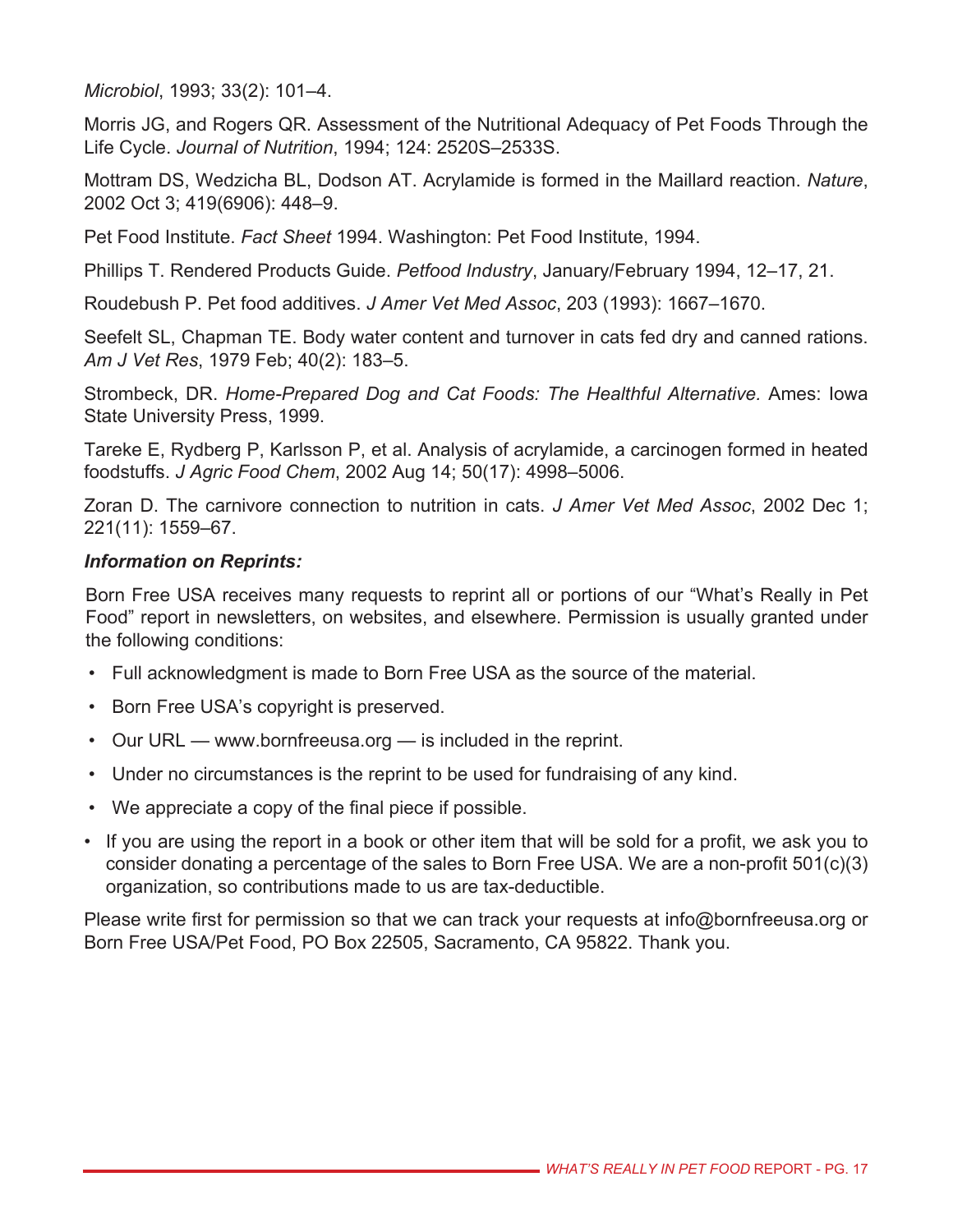*Microbiol*, 1993; 33(2): 101–4.

Morris JG, and Rogers QR. Assessment of the Nutritional Adequacy of Pet Foods Through the Life Cycle. *Journal of Nutrition*, 1994; 124: 2520S–2533S.

Mottram DS, Wedzicha BL, Dodson AT. Acrylamide is formed in the Maillard reaction. *Nature*, 2002 Oct 3; 419(6906): 448–9.

Pet Food Institute. *Fact Sheet* 1994. Washington: Pet Food Institute, 1994.

Phillips T. Rendered Products Guide. *Petfood Industry*, January/February 1994, 12–17, 21.

Roudebush P. Pet food additives. *J Amer Vet Med Assoc*, 203 (1993): 1667–1670.

Seefelt SL, Chapman TE. Body water content and turnover in cats fed dry and canned rations. *Am J Vet Res*, 1979 Feb; 40(2): 183–5.

Strombeck, DR. *Home-Prepared Dog and Cat Foods: The Healthful Alternative.* Ames: Iowa State University Press, 1999.

Tareke E, Rydberg P, Karlsson P, et al. Analysis of acrylamide, a carcinogen formed in heated foodstuffs. *J Agric Food Chem*, 2002 Aug 14; 50(17): 4998–5006.

Zoran D. The carnivore connection to nutrition in cats. *J Amer Vet Med Assoc*, 2002 Dec 1; 221(11): 1559–67.

***Information on Reprints:***

Born Free USA receives many requests to reprint all or portions of our "What's Really in Pet Food" report in newsletters, on websites, and elsewhere. Permission is usually granted under the following conditions:

- Full acknowledgment is made to Born Free USA as the source of the material.
- Born Free USA's copyright is preserved.
- Our URL — www.bornfreeusa.org — is included in the reprint.
- Under no circumstances is the reprint to be used for fundraising of any kind.
- We appreciate a copy of the final piece if possible.
- If you are using the report in a book or other item that will be sold for a profit, we ask you to consider donating a percentage of the sales to Born Free USA. We are a non-profit 501(c)(3) organization, so contributions made to us are tax-deductible.

Please write first for permission so that we can track your requests at info@bornfreeusa.org or Born Free USA/Pet Food, PO Box 22505, Sacramento, CA 95822. Thank you.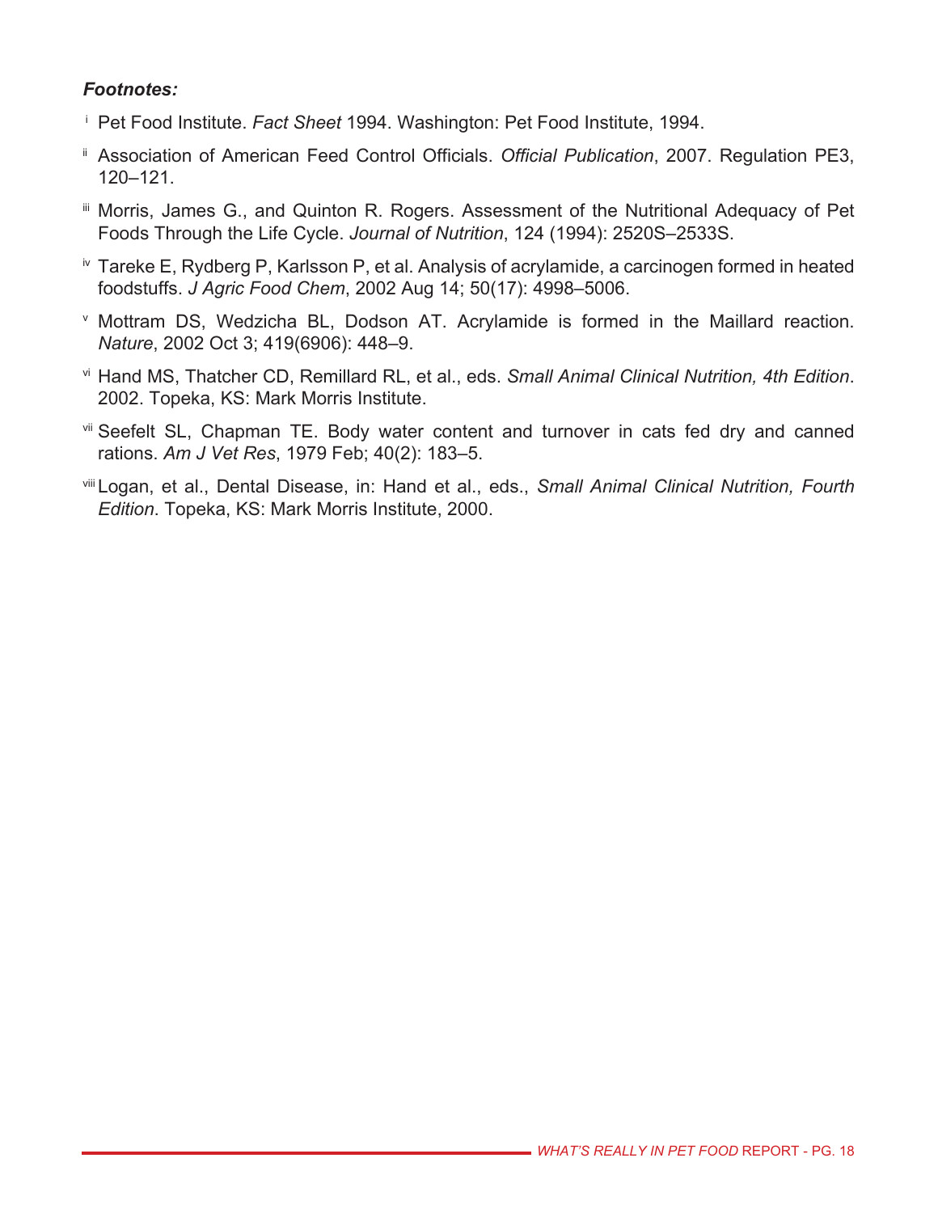***Footnotes:***

[i] Pet Food Institute. *Fact Sheet* 1994. Washington: Pet Food Institute, 1994.

[ii] Association of American Feed Control Officials. *Official Publication*, 2007. Regulation PE3, 120–121.

[iii] Morris, James G., and Quinton R. Rogers. Assessment of the Nutritional Adequacy of Pet Foods Through the Life Cycle. *Journal of Nutrition*, 124 (1994): 2520S–2533S.

[iv] Tareke E, Rydberg P, Karlsson P, et al. Analysis of acrylamide, a carcinogen formed in heated foodstuffs. *J Agric Food Chem*, 2002 Aug 14; 50(17): 4998–5006.

[v] Mottram DS, Wedzicha BL, Dodson AT. Acrylamide is formed in the Maillard reaction. *Nature*, 2002 Oct 3; 419(6906): 448–9.

[vi] Hand MS, Thatcher CD, Remillard RL, et al., eds. *Small Animal Clinical Nutrition, 4th Edition*. 2002. Topeka, KS: Mark Morris Institute.

[vii] Seefelt SL, Chapman TE. Body water content and turnover in cats fed dry and canned rations. *Am J Vet Res*, 1979 Feb; 40(2): 183–5.

[viii] Logan, et al., Dental Disease, in: Hand et al., eds., *Small Animal Clinical Nutrition, Fourth Edition*. Topeka, KS: Mark Morris Institute, 2000.